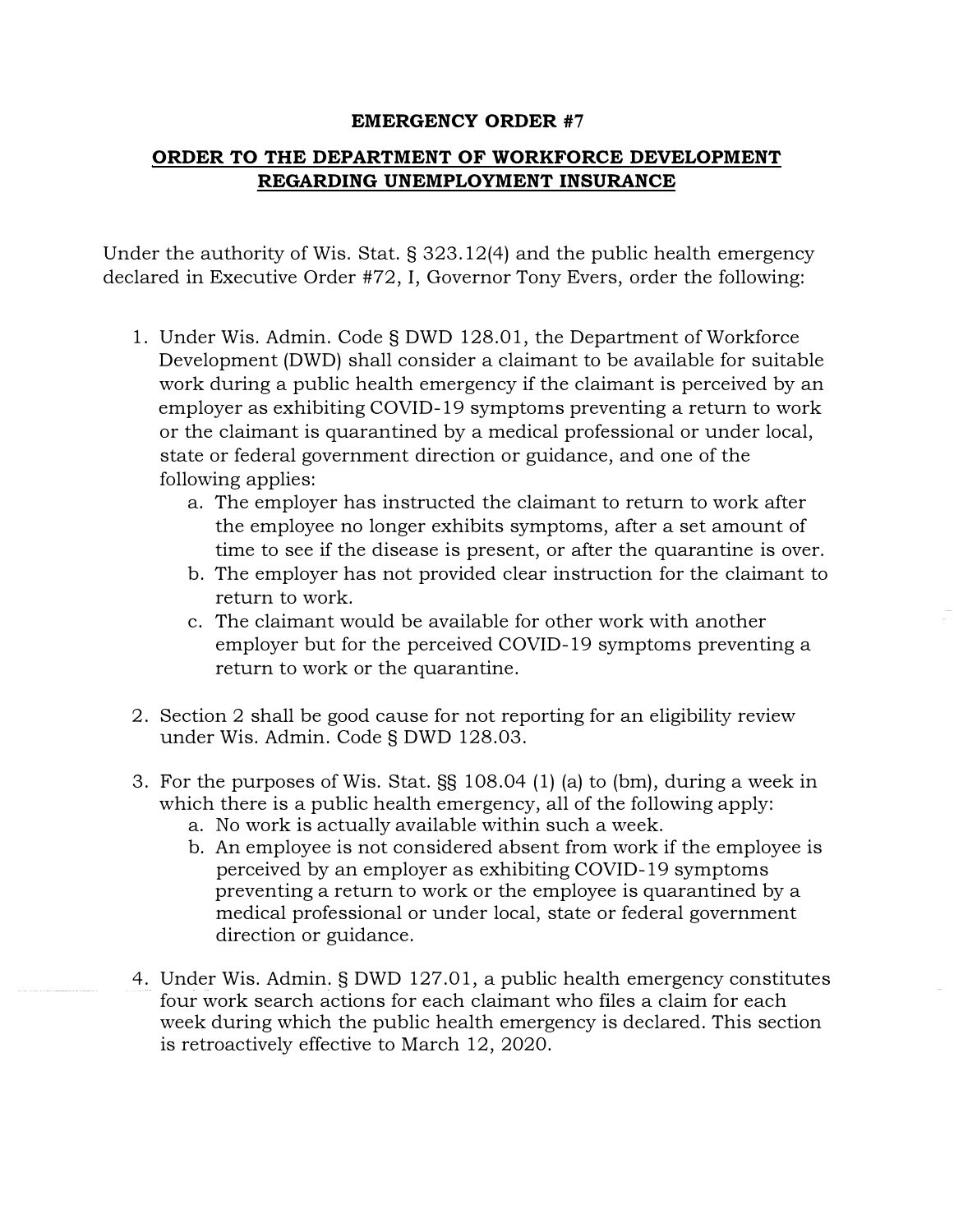**EMERGENCY ORDER #7**

**ORDER TO THE DEPARTMENT OF WORKFORCE DEVELOPMENT REGARDING UNEMPLOYMENT INSURANCE**

Under the authority of Wis. Stat. § 323.12(4) and the public health emergency declared in Executive Order #72, I, Governor Tony Evers, order the following:

1. Under Wis. Admin. Code § DWD 128.01, the Department of Workforce Development (DWD) shall consider a claimant to be available for suitable work during a public health emergency if the claimant is perceived by an employer as exhibiting COVID-19 symptoms preventing a return to work or the claimant is quarantined by a medical professional or under local, state or federal government direction or guidance, and one of the following applies:
   a. The employer has instructed the claimant to return to work after the employee no longer exhibits symptoms, after a set amount of time to see if the disease is present, or after the quarantine is over.
   b. The employer has not provided clear instruction for the claimant to return to work.
   c. The claimant would be available for other work with another employer but for the perceived COVID-19 symptoms preventing a return to work or the quarantine.

2. Section 2 shall be good cause for not reporting for an eligibility review under Wis. Admin. Code § DWD 128.03.

3. For the purposes of Wis. Stat. §§ 108.04 (1) (a) to (bm), during a week in which there is a public health emergency, all of the following apply:
   a. No work is actually available within such a week.
   b. An employee is not considered absent from work if the employee is perceived by an employer as exhibiting COVID-19 symptoms preventing a return to work or the employee is quarantined by a medical professional or under local, state or federal government direction or guidance.

4. Under Wis. Admin. § DWD 127.01, a public health emergency constitutes four work search actions for each claimant who files a claim for each week during which the public health emergency is declared. This section is retroactively effective to March 12, 2020.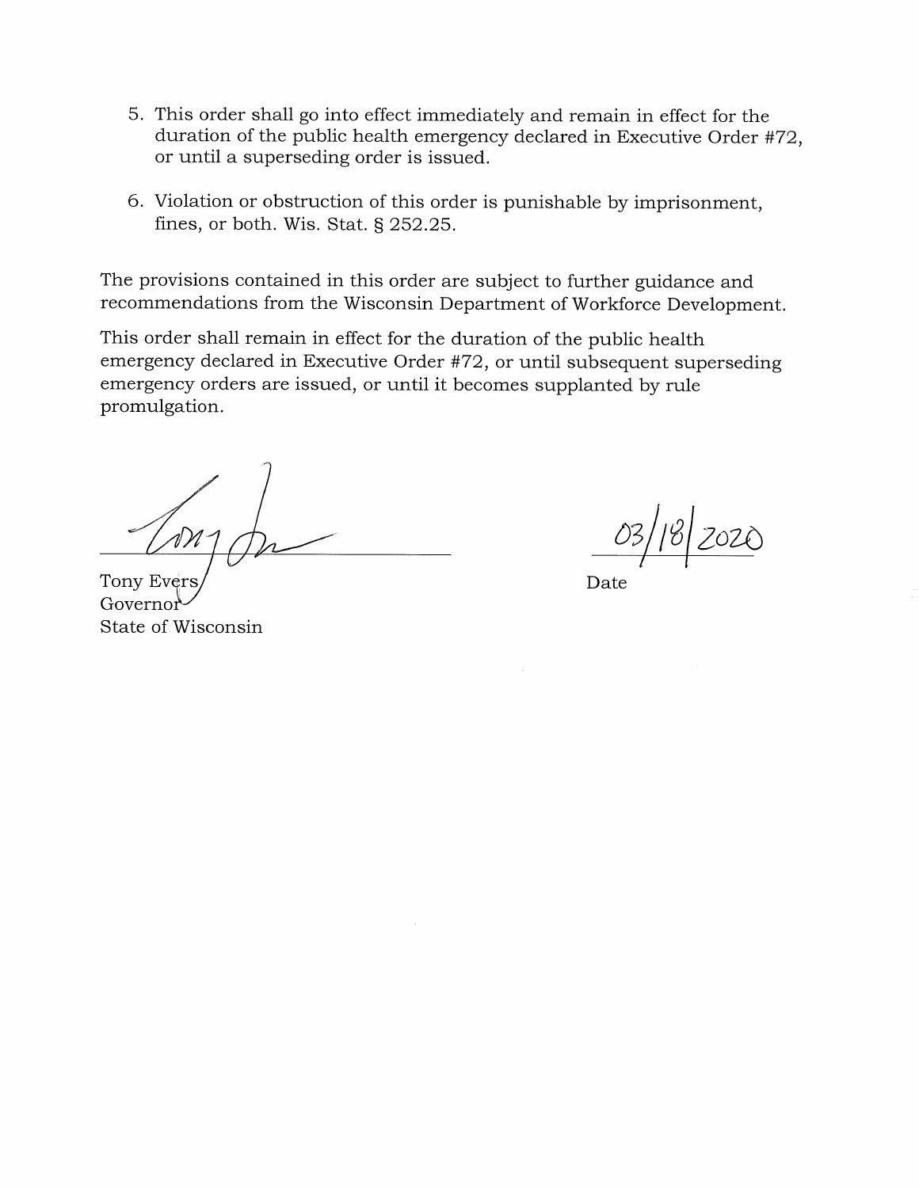5. This order shall go into effect immediately and remain in effect for the duration of the public health emergency declared in Executive Order #72, or until a superseding order is issued.

6. Violation or obstruction of this order is punishable by imprisonment, fines, or both. Wis. Stat. § 252.25.

The provisions contained in this order are subject to further guidance and recommendations from the Wisconsin Department of Workforce Development.

This order shall remain in effect for the duration of the public health emergency declared in Executive Order #72, or until subsequent superseding emergency orders are issued, or until it becomes supplanted by rule promulgation.

Tony Evers
Governor
State of Wisconsin

03/18/2020
Date